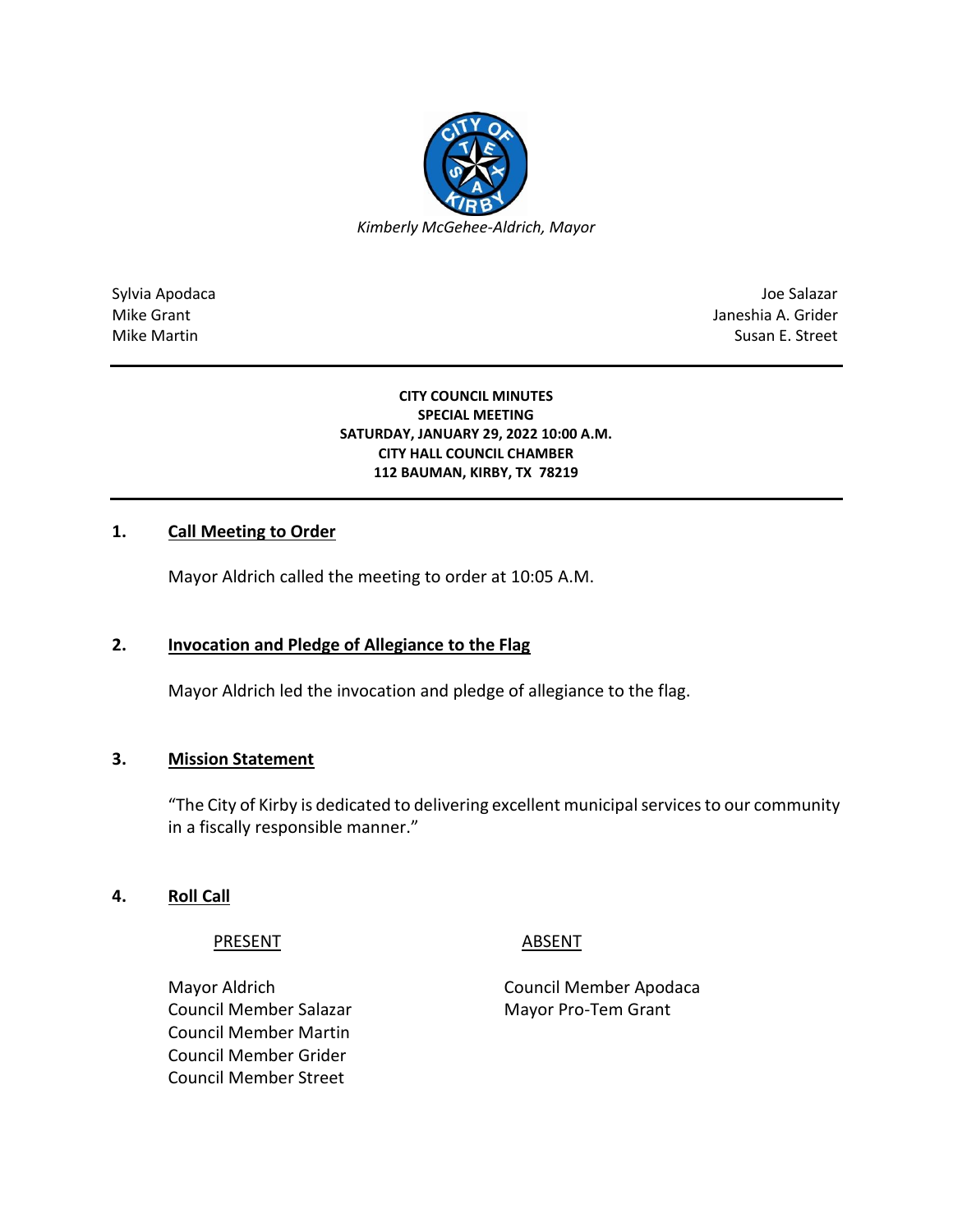*Kimberly McGehee-Aldrich, Mayor*

| | |
|---|---|
| Sylvia Apodaca | Joe Salazar |
| Mike Grant | Janeshia A. Grider |
| Mike Martin | Susan E. Street |

**CITY COUNCIL MINUTES**
**SPECIAL MEETING**
**SATURDAY, JANUARY 29, 2022 10:00 A.M.**
**CITY HALL COUNCIL CHAMBER**
**112 BAUMAN, KIRBY, TX 78219**

## 1. Call Meeting to Order

Mayor Aldrich called the meeting to order at 10:05 A.M.

## 2. Invocation and Pledge of Allegiance to the Flag

Mayor Aldrich led the invocation and pledge of allegiance to the flag.

## 3. Mission Statement

"The City of Kirby is dedicated to delivering excellent municipal services to our community in a fiscally responsible manner."

## 4. Roll Call

| PRESENT | ABSENT |
|---|---|
| Mayor Aldrich | Council Member Apodaca |
| Council Member Salazar | Mayor Pro-Tem Grant |
| Council Member Martin | |
| Council Member Grider | |
| Council Member Street | |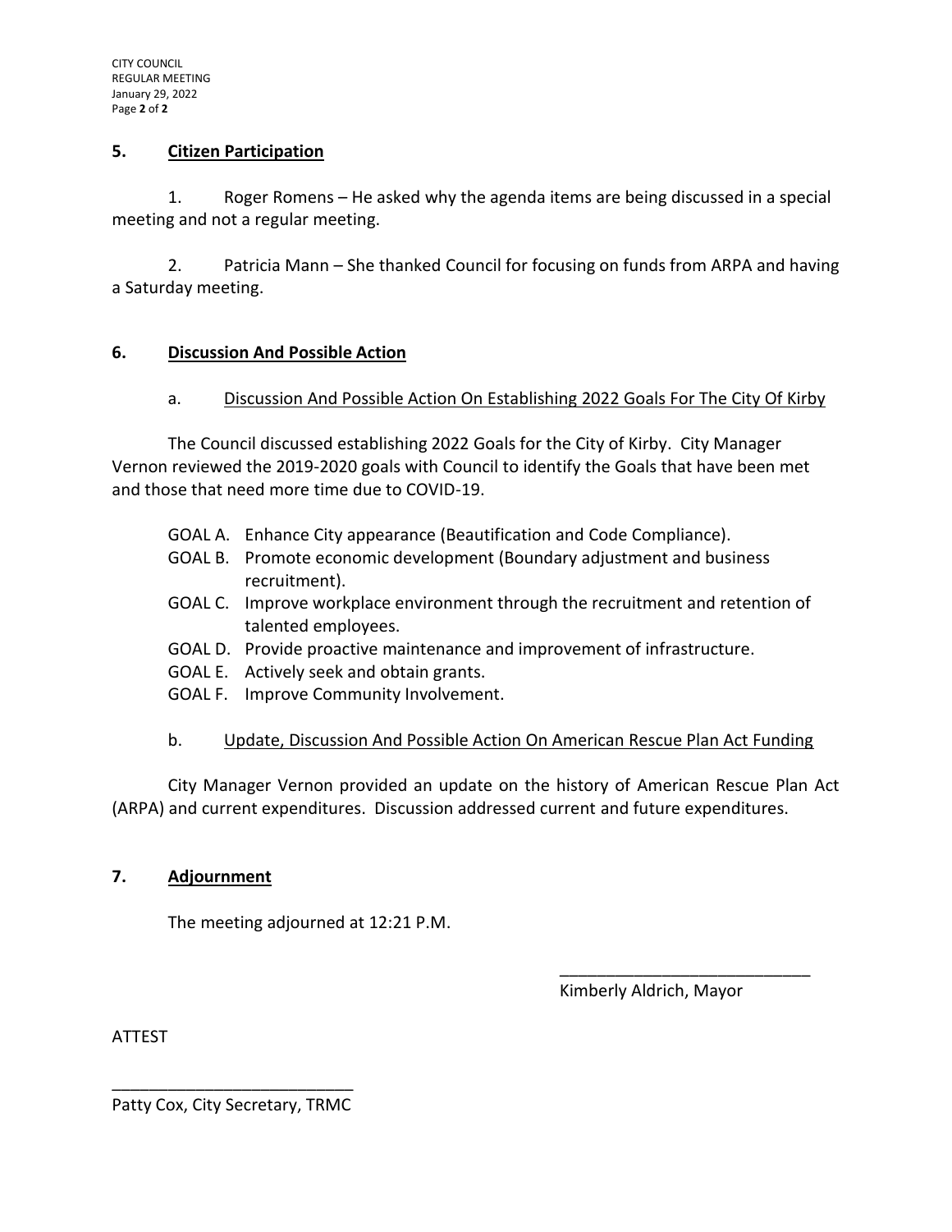## 5. Citizen Participation

1. Roger Romens – He asked why the agenda items are being discussed in a special meeting and not a regular meeting.

2. Patricia Mann – She thanked Council for focusing on funds from ARPA and having a Saturday meeting.

## 6. Discussion And Possible Action

### a. Discussion And Possible Action On Establishing 2022 Goals For The City Of Kirby

The Council discussed establishing 2022 Goals for the City of Kirby. City Manager Vernon reviewed the 2019-2020 goals with Council to identify the Goals that have been met and those that need more time due to COVID-19.

- GOAL A. Enhance City appearance (Beautification and Code Compliance).
- GOAL B. Promote economic development (Boundary adjustment and business recruitment).
- GOAL C. Improve workplace environment through the recruitment and retention of talented employees.
- GOAL D. Provide proactive maintenance and improvement of infrastructure.
- GOAL E. Actively seek and obtain grants.
- GOAL F. Improve Community Involvement.

### b. Update, Discussion And Possible Action On American Rescue Plan Act Funding

City Manager Vernon provided an update on the history of American Rescue Plan Act (ARPA) and current expenditures. Discussion addressed current and future expenditures.

## 7. Adjournment

The meeting adjourned at 12:21 P.M.

___________________________
Kimberly Aldrich, Mayor

ATTEST

__________________________
Patty Cox, City Secretary, TRMC